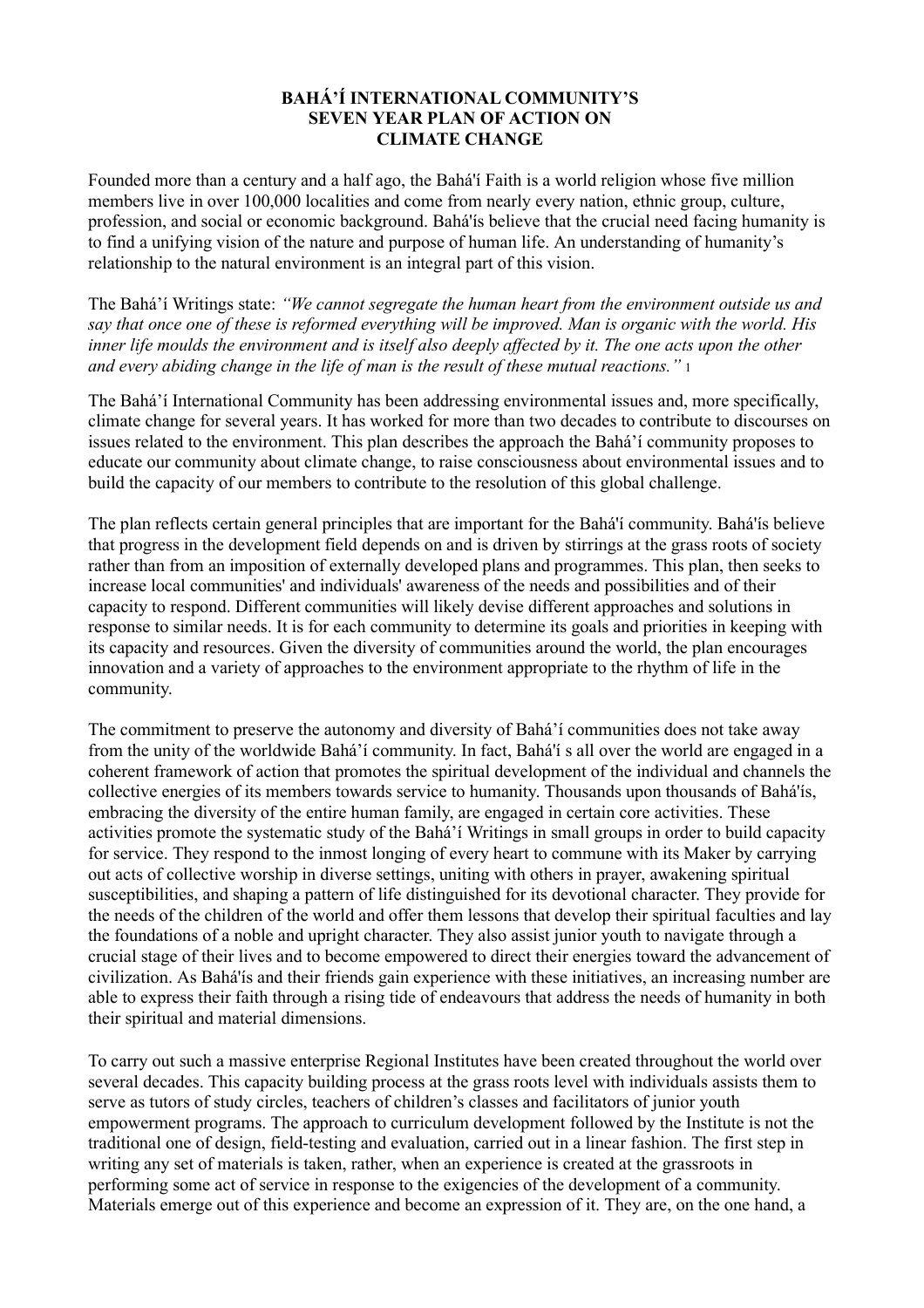# BAHÁ'Í INTERNATIONAL COMMUNITY'S SEVEN YEAR PLAN OF ACTION ON CLIMATE CHANGE

Founded more than a century and a half ago, the Bahá'í Faith is a world religion whose five million members live in over 100,000 localities and come from nearly every nation, ethnic group, culture, profession, and social or economic background. Bahá'ís believe that the crucial need facing humanity is to find a unifying vision of the nature and purpose of human life. An understanding of humanity's relationship to the natural environment is an integral part of this vision.

The Bahá'í Writings state: *"We cannot segregate the human heart from the environment outside us and say that once one of these is reformed everything will be improved. Man is organic with the world. His inner life moulds the environment and is itself also deeply affected by it. The one acts upon the other and every abiding change in the life of man is the result of these mutual reactions."* [1]

The Bahá'í International Community has been addressing environmental issues and, more specifically, climate change for several years. It has worked for more than two decades to contribute to discourses on issues related to the environment. This plan describes the approach the Bahá'í community proposes to educate our community about climate change, to raise consciousness about environmental issues and to build the capacity of our members to contribute to the resolution of this global challenge.

The plan reflects certain general principles that are important for the Bahá'í community. Bahá'ís believe that progress in the development field depends on and is driven by stirrings at the grass roots of society rather than from an imposition of externally developed plans and programmes. This plan, then seeks to increase local communities' and individuals' awareness of the needs and possibilities and of their capacity to respond. Different communities will likely devise different approaches and solutions in response to similar needs. It is for each community to determine its goals and priorities in keeping with its capacity and resources. Given the diversity of communities around the world, the plan encourages innovation and a variety of approaches to the environment appropriate to the rhythm of life in the community.

The commitment to preserve the autonomy and diversity of Bahá'í communities does not take away from the unity of the worldwide Bahá'í community. In fact, Bahá'í s all over the world are engaged in a coherent framework of action that promotes the spiritual development of the individual and channels the collective energies of its members towards service to humanity. Thousands upon thousands of Bahá'ís, embracing the diversity of the entire human family, are engaged in certain core activities. These activities promote the systematic study of the Bahá'í Writings in small groups in order to build capacity for service. They respond to the inmost longing of every heart to commune with its Maker by carrying out acts of collective worship in diverse settings, uniting with others in prayer, awakening spiritual susceptibilities, and shaping a pattern of life distinguished for its devotional character. They provide for the needs of the children of the world and offer them lessons that develop their spiritual faculties and lay the foundations of a noble and upright character. They also assist junior youth to navigate through a crucial stage of their lives and to become empowered to direct their energies toward the advancement of civilization. As Bahá'ís and their friends gain experience with these initiatives, an increasing number are able to express their faith through a rising tide of endeavours that address the needs of humanity in both their spiritual and material dimensions.

To carry out such a massive enterprise Regional Institutes have been created throughout the world over several decades. This capacity building process at the grass roots level with individuals assists them to serve as tutors of study circles, teachers of children's classes and facilitators of junior youth empowerment programs. The approach to curriculum development followed by the Institute is not the traditional one of design, field-testing and evaluation, carried out in a linear fashion. The first step in writing any set of materials is taken, rather, when an experience is created at the grassroots in performing some act of service in response to the exigencies of the development of a community. Materials emerge out of this experience and become an expression of it. They are, on the one hand, a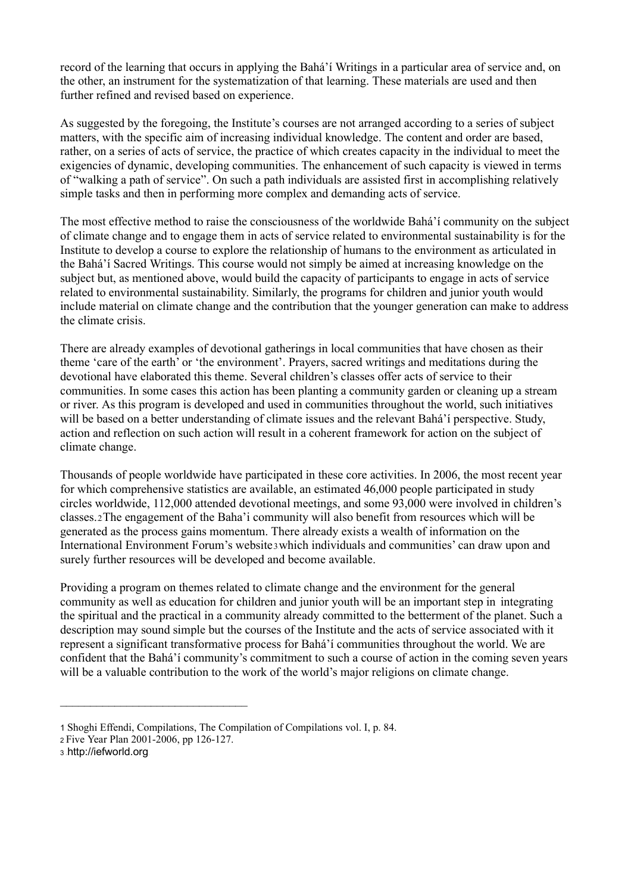record of the learning that occurs in applying the Bahá'í Writings in a particular area of service and, on the other, an instrument for the systematization of that learning. These materials are used and then further refined and revised based on experience.

As suggested by the foregoing, the Institute's courses are not arranged according to a series of subject matters, with the specific aim of increasing individual knowledge. The content and order are based, rather, on a series of acts of service, the practice of which creates capacity in the individual to meet the exigencies of dynamic, developing communities. The enhancement of such capacity is viewed in terms of "walking a path of service". On such a path individuals are assisted first in accomplishing relatively simple tasks and then in performing more complex and demanding acts of service.

The most effective method to raise the consciousness of the worldwide Bahá'í community on the subject of climate change and to engage them in acts of service related to environmental sustainability is for the Institute to develop a course to explore the relationship of humans to the environment as articulated in the Bahá'í Sacred Writings. This course would not simply be aimed at increasing knowledge on the subject but, as mentioned above, would build the capacity of participants to engage in acts of service related to environmental sustainability. Similarly, the programs for children and junior youth would include material on climate change and the contribution that the younger generation can make to address the climate crisis.

There are already examples of devotional gatherings in local communities that have chosen as their theme 'care of the earth' or 'the environment'. Prayers, sacred writings and meditations during the devotional have elaborated this theme. Several children's classes offer acts of service to their communities. In some cases this action has been planting a community garden or cleaning up a stream or river. As this program is developed and used in communities throughout the world, such initiatives will be based on a better understanding of climate issues and the relevant Bahá'í perspective. Study, action and reflection on such action will result in a coherent framework for action on the subject of climate change.

Thousands of people worldwide have participated in these core activities. In 2006, the most recent year for which comprehensive statistics are available, an estimated 46,000 people participated in study circles worldwide, 112,000 attended devotional meetings, and some 93,000 were involved in children's classes.[2] The engagement of the Baha'i community will also benefit from resources which will be generated as the process gains momentum. There already exists a wealth of information on the International Environment Forum's website[3] which individuals and communities' can draw upon and surely further resources will be developed and become available.

Providing a program on themes related to climate change and the environment for the general community as well as education for children and junior youth will be an important step in integrating the spiritual and the practical in a community already committed to the betterment of the planet. Such a description may sound simple but the courses of the Institute and the acts of service associated with it represent a significant transformative process for Bahá'í communities throughout the world. We are confident that the Bahá'í community's commitment to such a course of action in the coming seven years will be a valuable contribution to the work of the world's major religions on climate change.

---

[1] Shoghi Effendi, Compilations, The Compilation of Compilations vol. I, p. 84.

[2] Five Year Plan 2001-2006, pp 126-127.

[3] http://iefworld.org